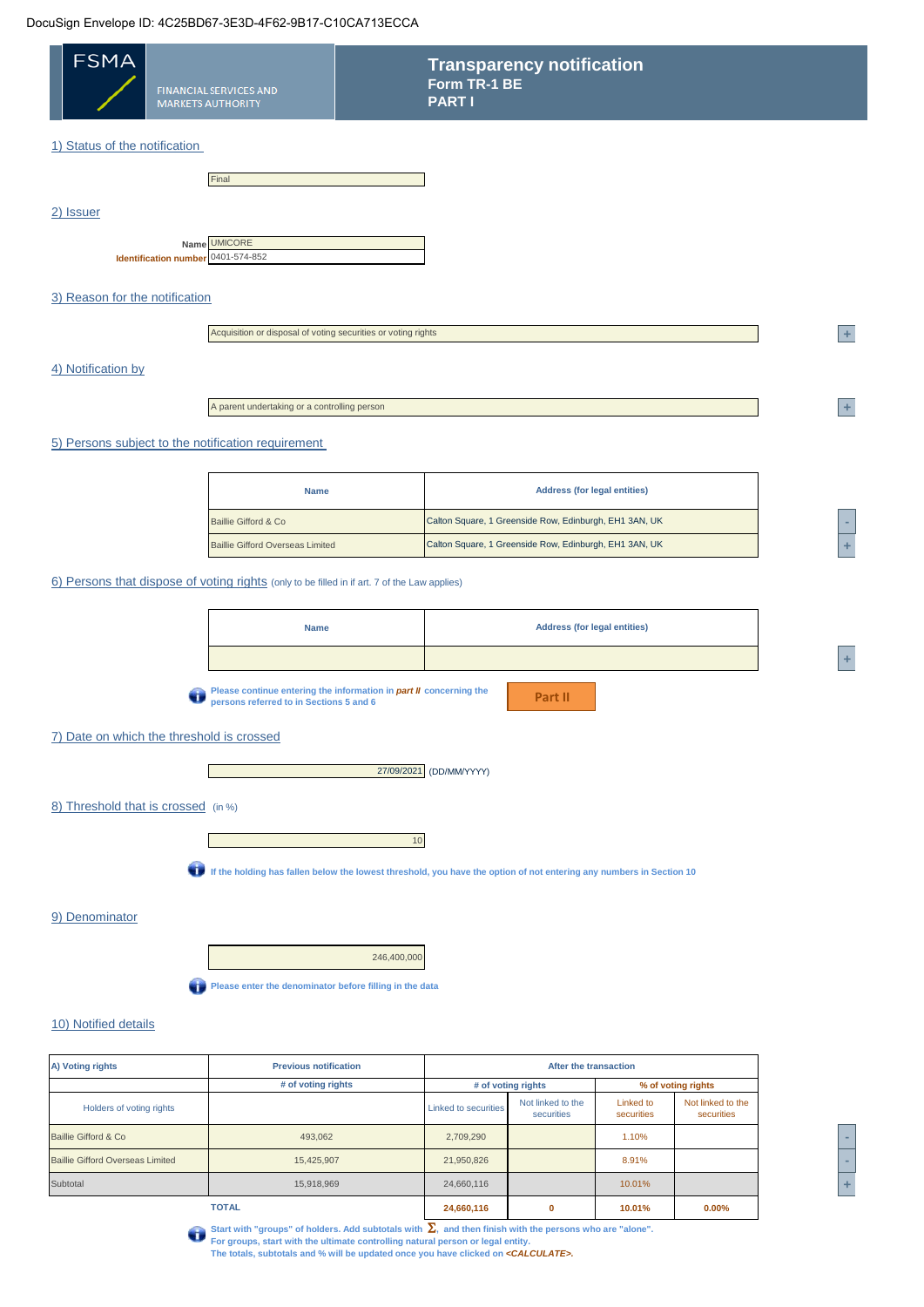DocuSign Envelope ID: 4C25BD67-3E3D-4F62-9B17-C10CA713ECCA

FSMA

FINANCIAL SERVICES AND MARKETS AUTHORITY

# Transparency notification
## Form TR-1 BE
## PART I

### 1) Status of the notification

Final

### 2) Issuer

**Name** UMICORE

**Identification number** 0401-574-852

### 3) Reason for the notification

Acquisition or disposal of voting securities or voting rights

### 4) Notification by

A parent undertaking or a controlling person

### 5) Persons subject to the notification requirement

| Name | Address (for legal entities) |
|---|---|
| Baillie Gifford & Co | Calton Square, 1 Greenside Row, Edinburgh, EH1 3AN, UK |
| Baillie Gifford Overseas Limited | Calton Square, 1 Greenside Row, Edinburgh, EH1 3AN, UK |

### 6) Persons that dispose of voting rights (only to be filled in if art. 7 of the Law applies)

| Name | Address (for legal entities) |
|---|---|
| | |

Please continue entering the information in *part II* concerning the persons referred to in Sections 5 and 6

Part II

### 7) Date on which the threshold is crossed

27/09/2021 (DD/MM/YYYY)

### 8) Threshold that is crossed (in %)

10

If the holding has fallen below the lowest threshold, you have the option of not entering any numbers in Section 10

### 9) Denominator

246,400,000

Please enter the denominator before filling in the data

### 10) Notified details

| A) Voting rights | Previous notification | After the transaction | | | |
|---|---|---|---|---|---|
| | # of voting rights | # of voting rights | | % of voting rights | |
| Holders of voting rights | | Linked to securities | Not linked to the securities | Linked to securities | Not linked to the securities |
| Baillie Gifford & Co | 493,062 | 2,709,290 | | 1.10% | |
| Baillie Gifford Overseas Limited | 15,425,907 | 21,950,826 | | 8.91% | |
| Subtotal | 15,918,969 | 24,660,116 | | 10.01% | |
| **TOTAL** | | **24,660,116** | **0** | **10.01%** | **0.00%** |

Start with "groups" of holders. Add subtotals with $\Sigma$, and then finish with the persons who are "alone".
For groups, start with the ultimate controlling natural person or legal entity.
The totals, subtotals and % will be updated once you have clicked on *<CALCULATE>*.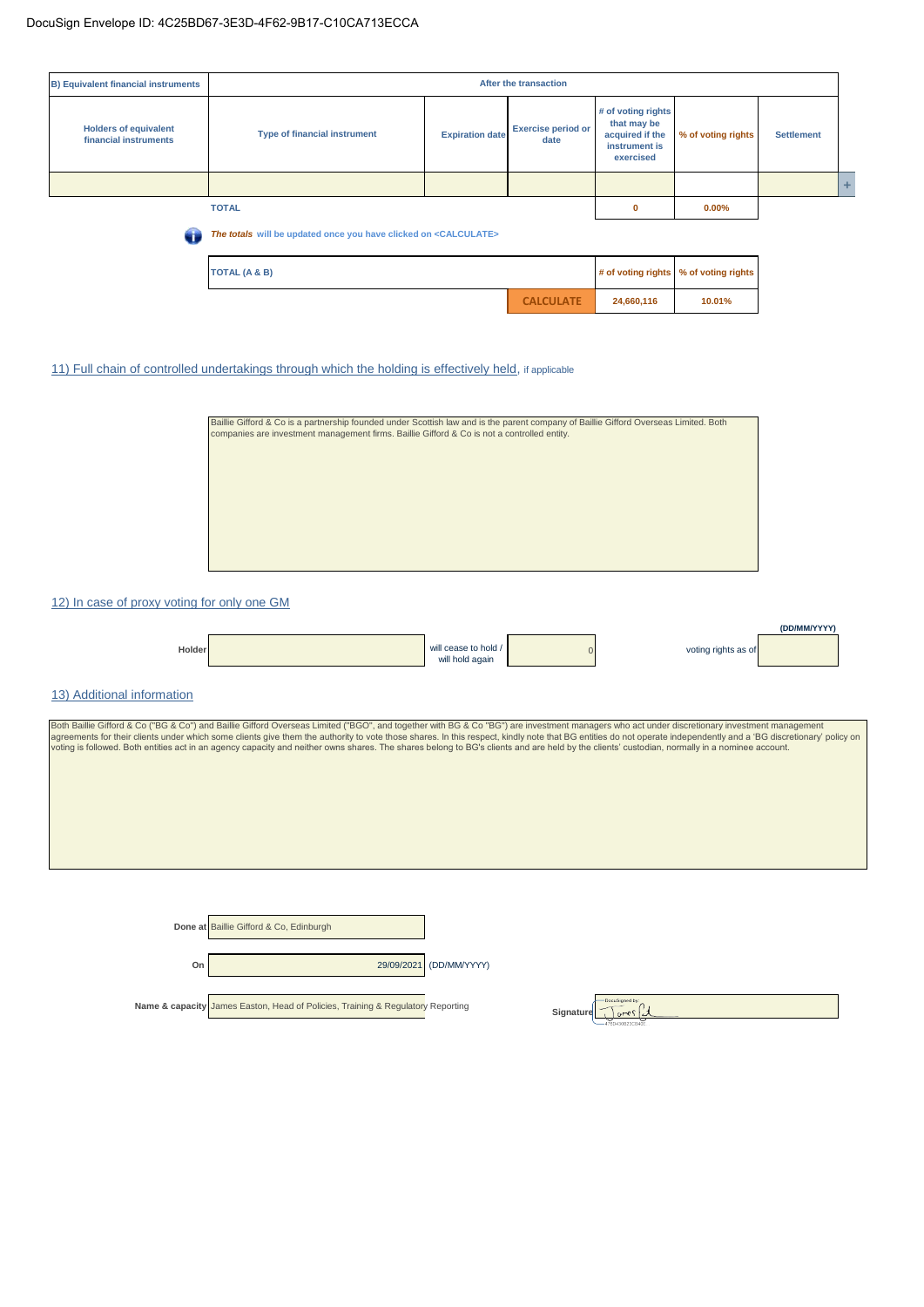DocuSign Envelope ID: 4C25BD67-3E3D-4F62-9B17-C10CA713ECCA

| B) Equivalent financial instruments | After the transaction | | | | | |
|---|---|---|---|---|---|---|
| Holders of equivalent financial instruments | Type of financial instrument | Expiration date | Exercise period or date | # of voting rights that may be acquired if the instrument is exercised | % of voting rights | Settlement |
| | | | | | | |
| | TOTAL | | | 0 | 0.00% | |

*The totals* will be updated once you have clicked on <CALCULATE>

| TOTAL (A & B) | | # of voting rights | % of voting rights |
|---|---|---|---|
| | CALCULATE | 24,660,116 | 10.01% |

## 11) Full chain of controlled undertakings through which the holding is effectively held, if applicable

Baillie Gifford & Co is a partnership founded under Scottish law and is the parent company of Baillie Gifford Overseas Limited. Both companies are investment management firms. Baillie Gifford & Co is not a controlled entity.

## 12) In case of proxy voting for only one GM

| Holder | | will cease to hold / will hold again | 0 | voting rights as of | (DD/MM/YYYY) |
|---|---|---|---|---|---|

## 13) Additional information

Both Baillie Gifford & Co ("BG & Co") and Baillie Gifford Overseas Limited ("BGO", and together with BG & Co "BG") are investment managers who act under discretionary investment management agreements for their clients under which some clients give them the authority to vote those shares. In this respect, kindly note that BG entities do not operate independently and a 'BG discretionary' policy on voting is followed. Both entities act in an agency capacity and neither owns shares. The shares belong to BG's clients and are held by the clients' custodian, normally in a nominee account.

**Done at** Baillie Gifford & Co, Edinburgh

**On** 29/09/2021 (DD/MM/YYYY)

**Name & capacity** James Easton, Head of Policies, Training & Regulatory Reporting

**Signature** [DocuSigned by: James Easton]